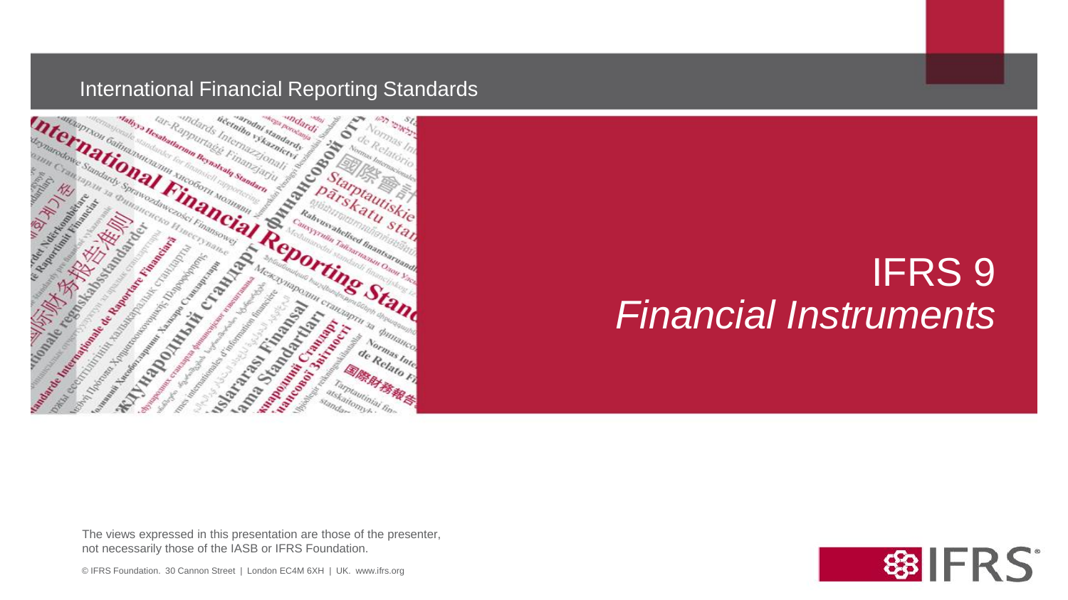International Financial Reporting Standards

# IFRS 9
## *Financial Instruments*

The views expressed in this presentation are those of the presenter, not necessarily those of the IASB or IFRS Foundation.

© IFRS Foundation. 30 Cannon Street | London EC4M 6XH | UK. www.ifrs.org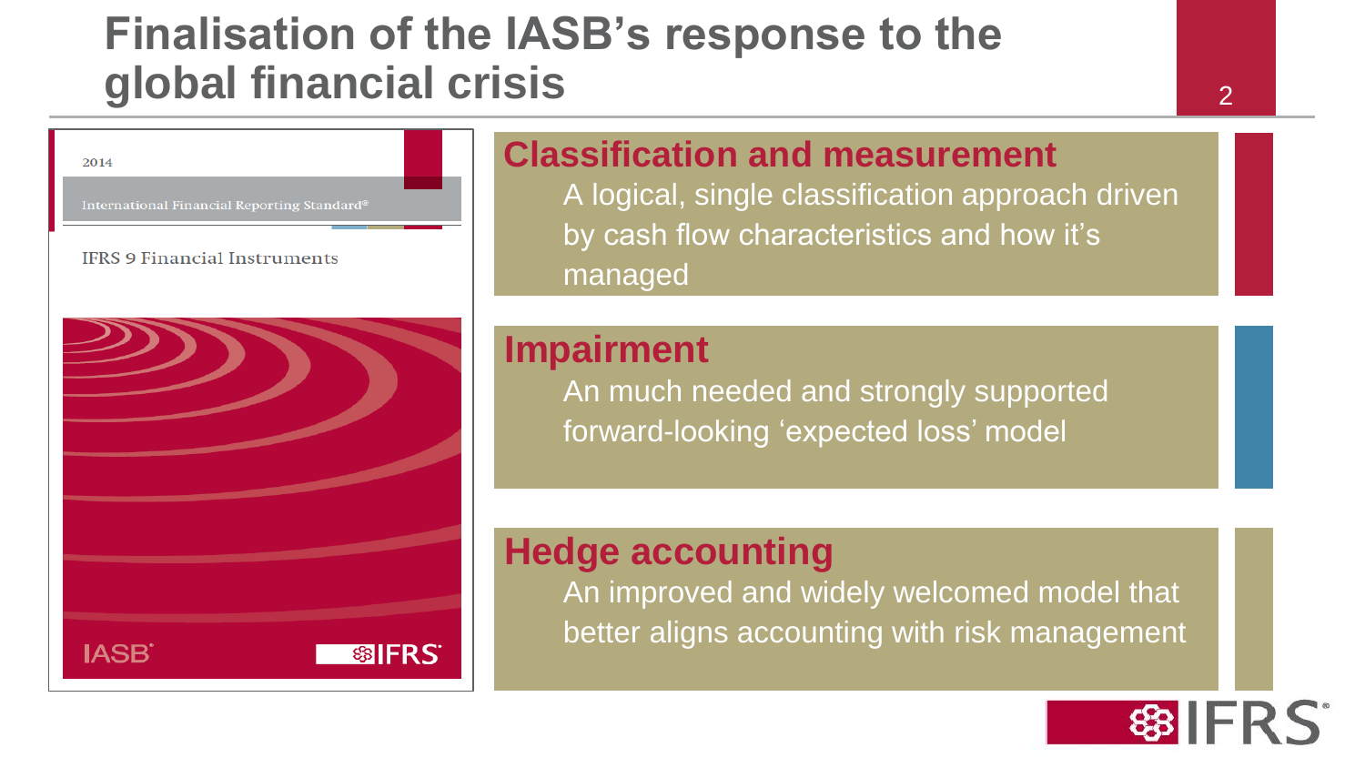# Finalisation of the IASB's response to the global financial crisis

2014

International Financial Reporting Standard®

IFRS 9 Financial Instruments

IASB

IFRS

## Classification and measurement

A logical, single classification approach driven by cash flow characteristics and how it's managed

## Impairment

An much needed and strongly supported forward-looking 'expected loss' model

## Hedge accounting

An improved and widely welcomed model that better aligns accounting with risk management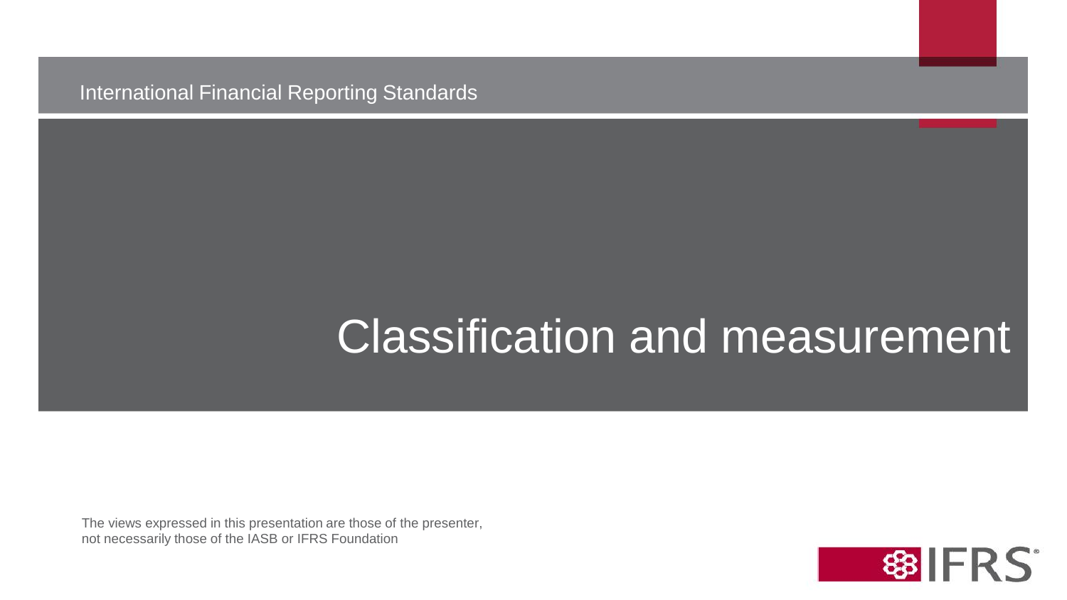International Financial Reporting Standards

# Classification and measurement

The views expressed in this presentation are those of the presenter, not necessarily those of the IASB or IFRS Foundation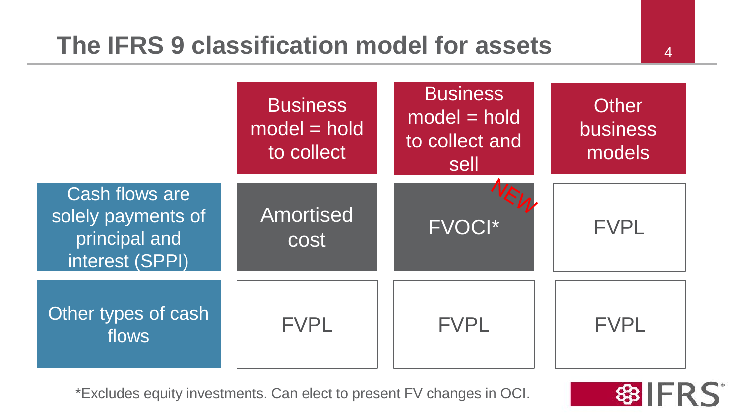# The IFRS 9 classification model for assets

| | Business model = hold to collect | Business model = hold to collect and sell | Other business models |
|---|---|---|---|
| Cash flows are solely payments of principal and interest (SPPI) | Amortised cost | FVOCI* (NEW) | FVPL |
| Other types of cash flows | FVPL | FVPL | FVPL |

*Excludes equity investments. Can elect to present FV changes in OCI.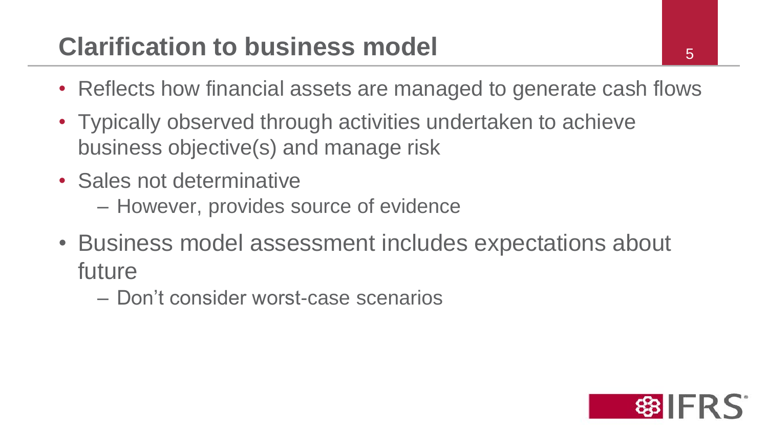# Clarification to business model

- Reflects how financial assets are managed to generate cash flows
- Typically observed through activities undertaken to achieve business objective(s) and manage risk
- Sales not determinative
  - However, provides source of evidence
- Business model assessment includes expectations about future
  - Don't consider worst-case scenarios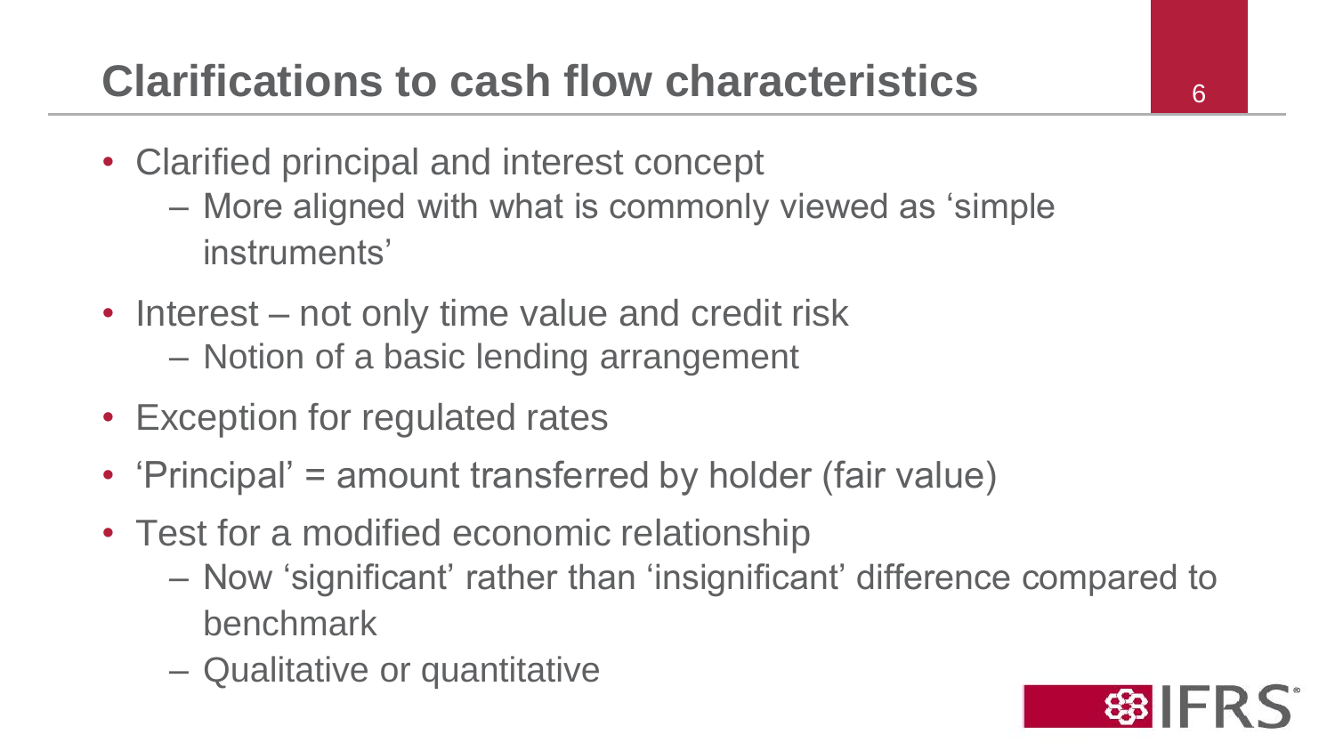# Clarifications to cash flow characteristics

- Clarified principal and interest concept
  - More aligned with what is commonly viewed as 'simple instruments'
- Interest – not only time value and credit risk
  - Notion of a basic lending arrangement
- Exception for regulated rates
- 'Principal' = amount transferred by holder (fair value)
- Test for a modified economic relationship
  - Now 'significant' rather than 'insignificant' difference compared to benchmark
  - Qualitative or quantitative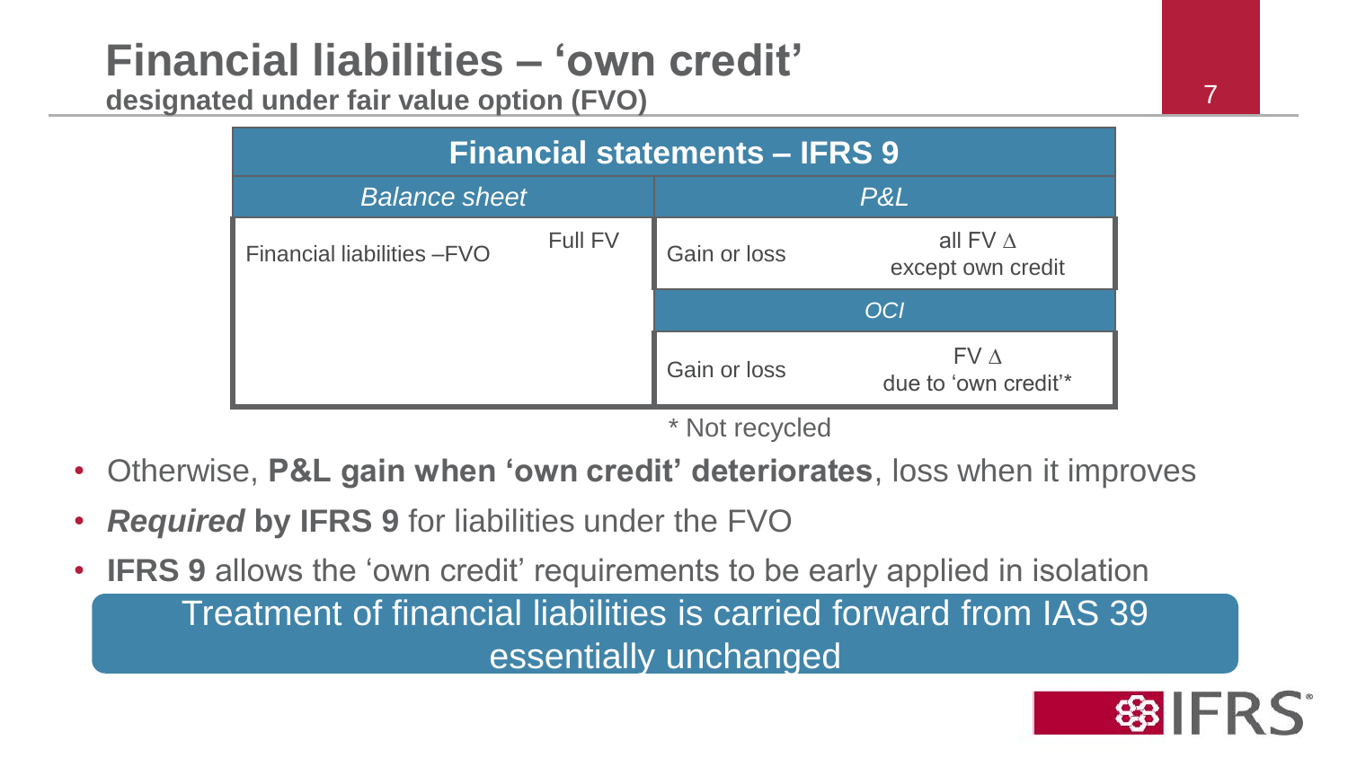# Financial liabilities – 'own credit'

## designated under fair value option (FVO)

| Financial statements – IFRS 9 | | | |
|---|---|---|---|
| *Balance sheet* | | *P&L* | |
| Financial liabilities –FVO | Full FV | Gain or loss | all FV ∆ except own credit |
| | | *OCI* | |
| | | Gain or loss | FV ∆ due to 'own credit'* |

\* Not recycled

- Otherwise, **P&L gain when 'own credit' deteriorates**, loss when it improves
- ***Required* by IFRS 9** for liabilities under the FVO
- **IFRS 9** allows the 'own credit' requirements to be early applied in isolation

Treatment of financial liabilities is carried forward from IAS 39 essentially unchanged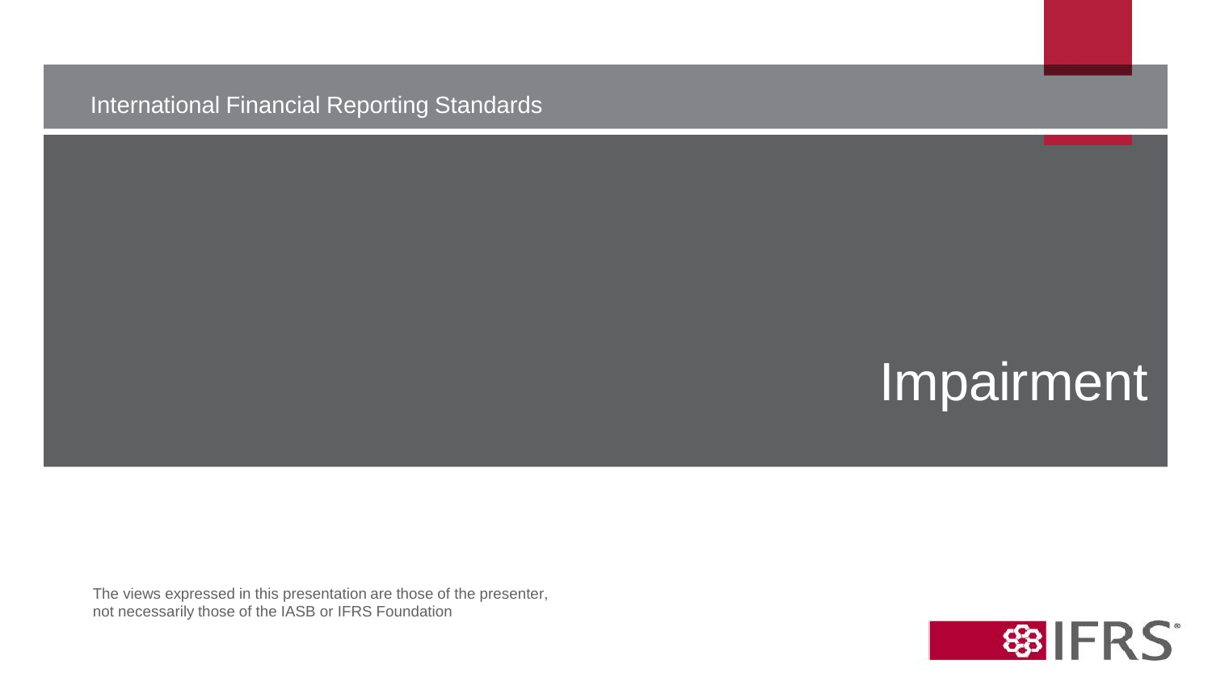International Financial Reporting Standards

# Impairment

The views expressed in this presentation are those of the presenter, not necessarily those of the IASB or IFRS Foundation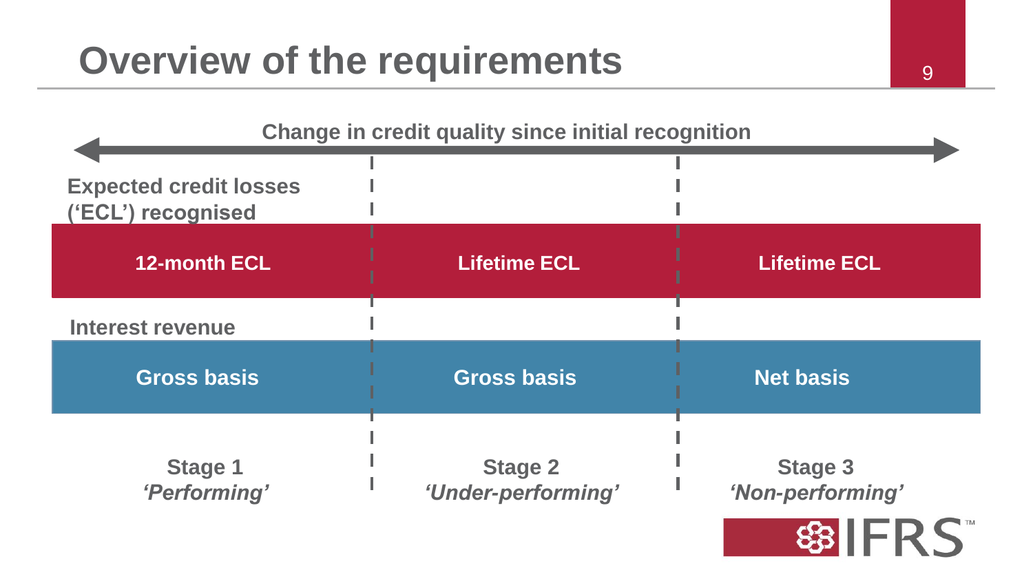# Overview of the requirements

**Change in credit quality since initial recognition**

| | Stage 1 *'Performing'* | Stage 2 *'Under-performing'* | Stage 3 *'Non-performing'* |
|---|---|---|---|
| **Expected credit losses ('ECL') recognised** | 12-month ECL | Lifetime ECL | Lifetime ECL |
| **Interest revenue** | Gross basis | Gross basis | Net basis |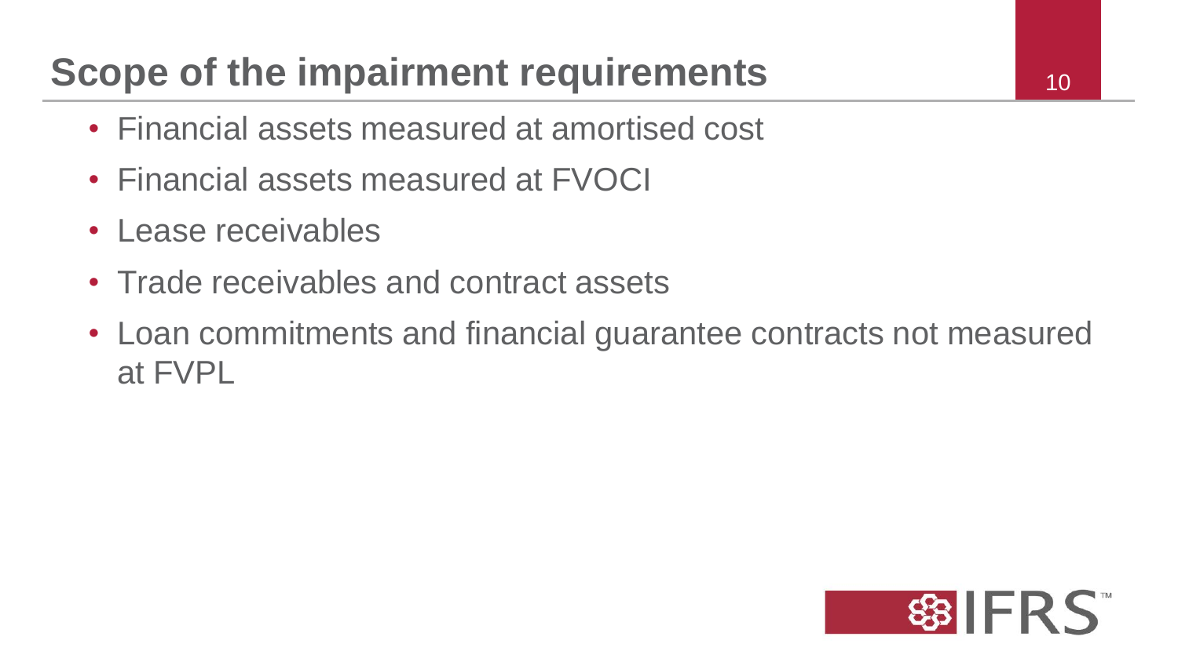# Scope of the impairment requirements

- Financial assets measured at amortised cost
- Financial assets measured at FVOCI
- Lease receivables
- Trade receivables and contract assets
- Loan commitments and financial guarantee contracts not measured at FVPL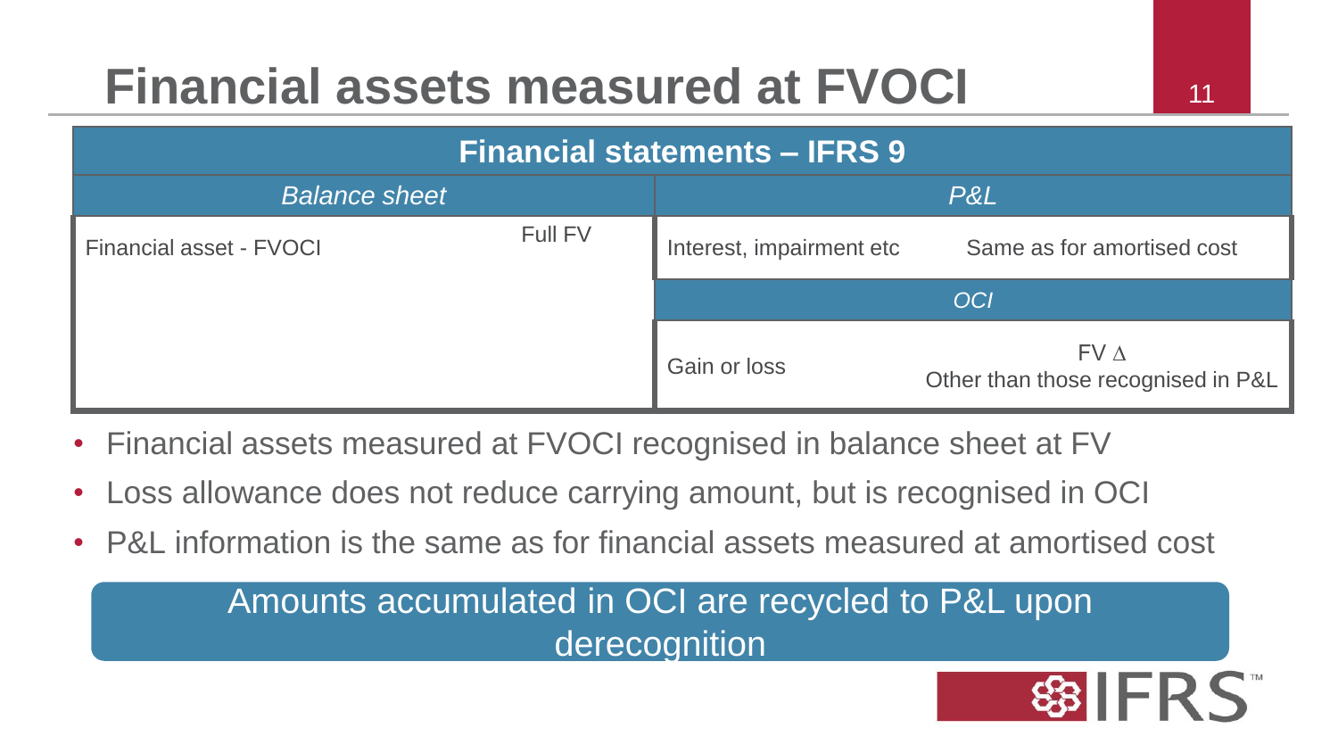# Financial assets measured at FVOCI

| Financial statements – IFRS 9 | | | |
|---|---|---|---|
| *Balance sheet* | | *P&L* | |
| Financial asset - FVOCI | Full FV | Interest, impairment etc | Same as for amortised cost |
| | | *OCI* | |
| | | Gain or loss | FV $\Delta$ Other than those recognised in P&L |

- Financial assets measured at FVOCI recognised in balance sheet at FV
- Loss allowance does not reduce carrying amount, but is recognised in OCI
- P&L information is the same as for financial assets measured at amortised cost

Amounts accumulated in OCI are recycled to P&L upon derecognition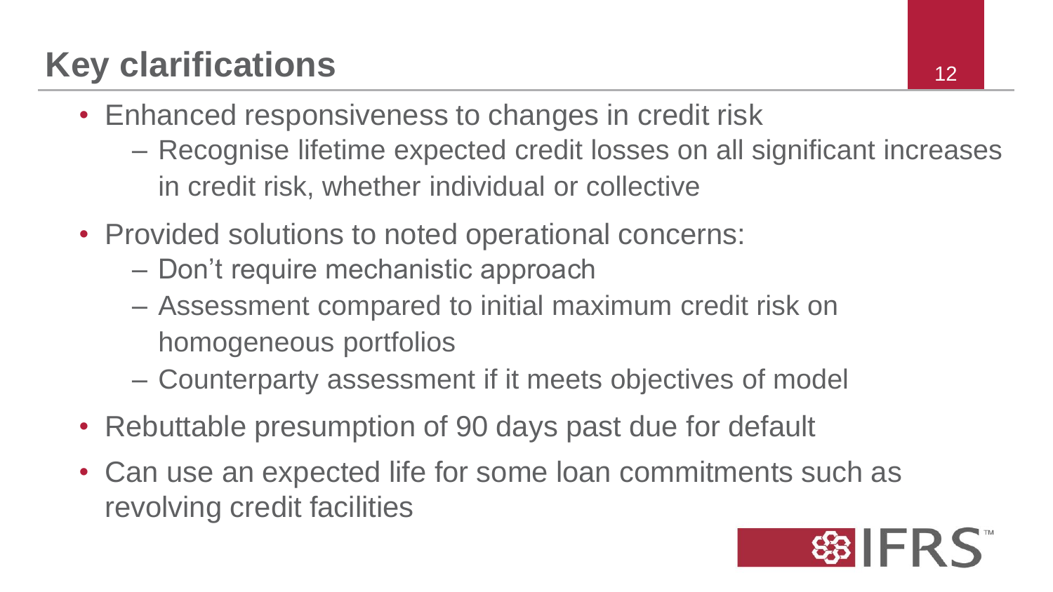# Key clarifications

- Enhanced responsiveness to changes in credit risk
  - Recognise lifetime expected credit losses on all significant increases in credit risk, whether individual or collective
- Provided solutions to noted operational concerns:
  - Don't require mechanistic approach
  - Assessment compared to initial maximum credit risk on homogeneous portfolios
  - Counterparty assessment if it meets objectives of model
- Rebuttable presumption of 90 days past due for default
- Can use an expected life for some loan commitments such as revolving credit facilities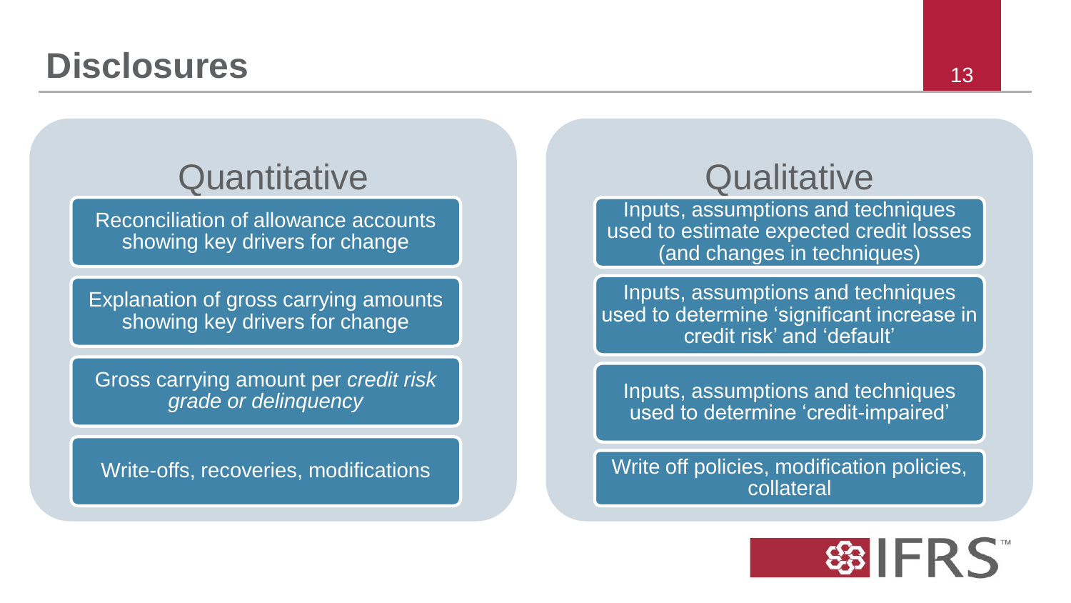# Disclosures

## Quantitative

- Reconciliation of allowance accounts showing key drivers for change
- Explanation of gross carrying amounts showing key drivers for change
- Gross carrying amount per *credit risk grade or delinquency*
- Write-offs, recoveries, modifications

## Qualitative

- Inputs, assumptions and techniques used to estimate expected credit losses (and changes in techniques)
- Inputs, assumptions and techniques used to determine ‘significant increase in credit risk’ and ‘default’
- Inputs, assumptions and techniques used to determine ‘credit-impaired’
- Write off policies, modification policies, collateral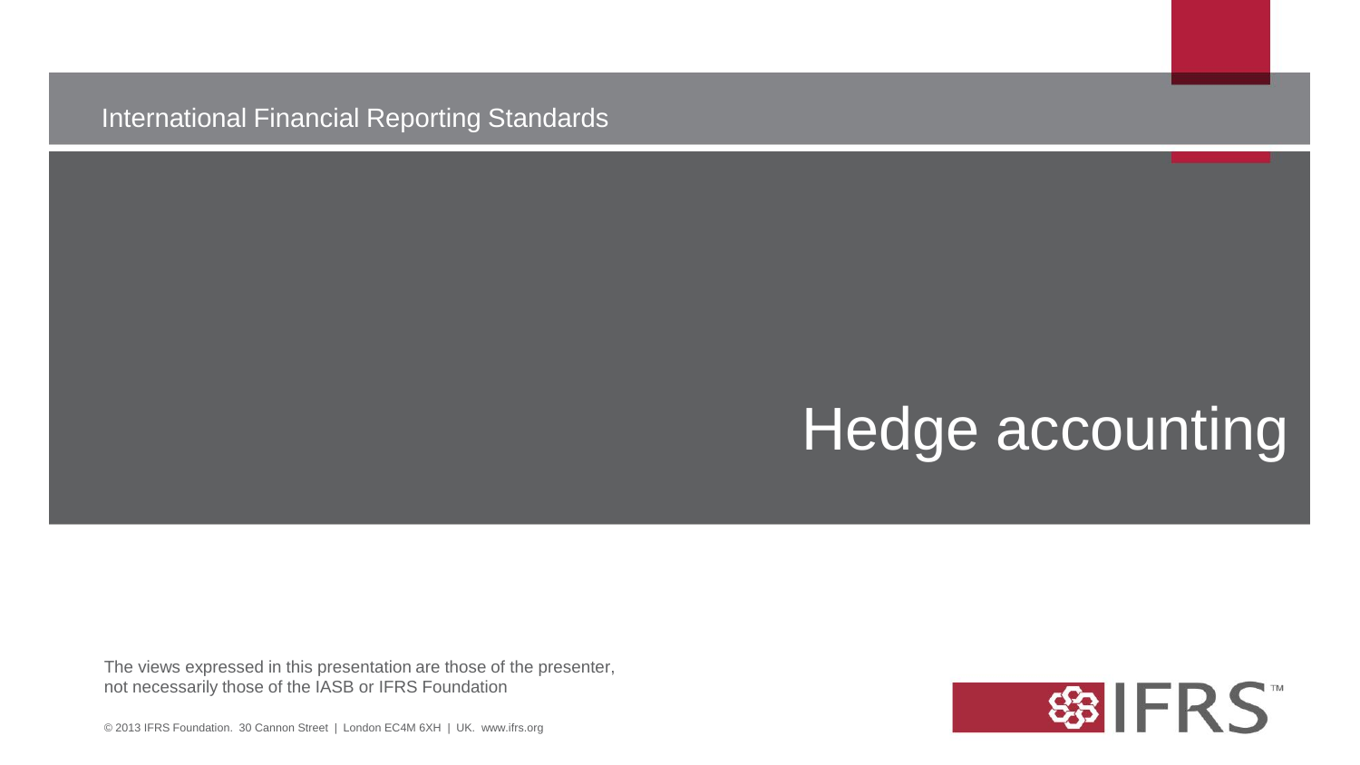International Financial Reporting Standards

# Hedge accounting

The views expressed in this presentation are those of the presenter, not necessarily those of the IASB or IFRS Foundation

© 2013 IFRS Foundation. 30 Cannon Street | London EC4M 6XH | UK. www.ifrs.org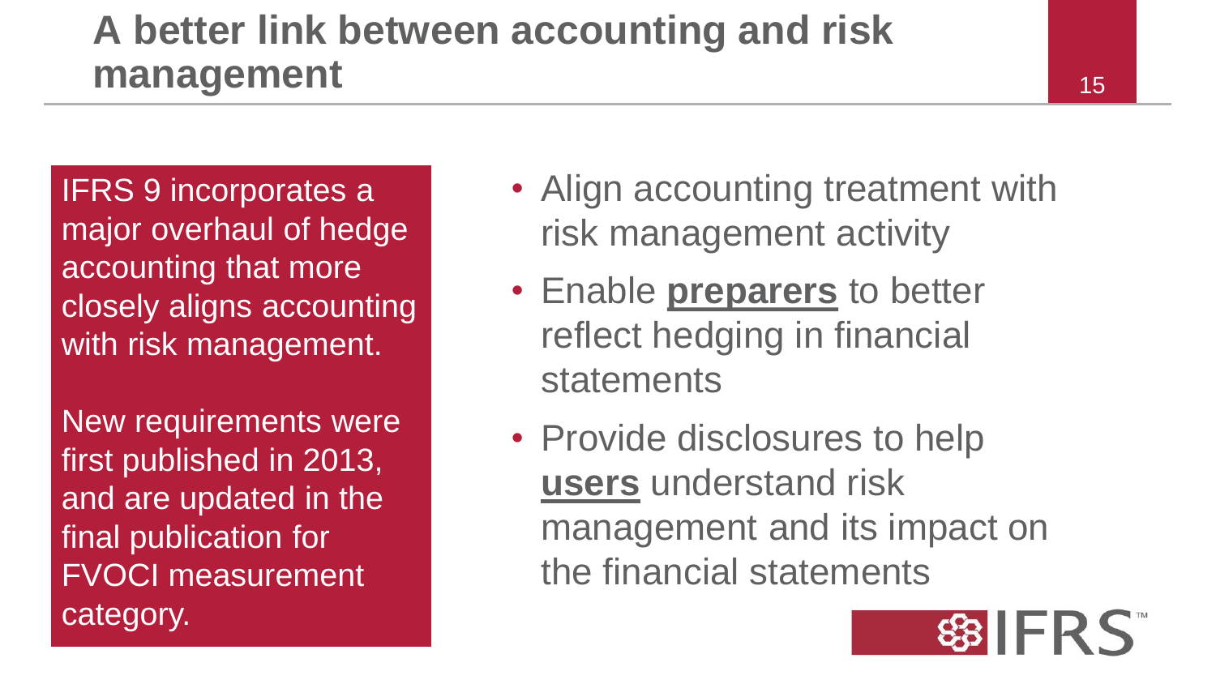# A better link between accounting and risk management

IFRS 9 incorporates a major overhaul of hedge accounting that more closely aligns accounting with risk management.

New requirements were first published in 2013, and are updated in the final publication for FVOCI measurement category.

- Align accounting treatment with risk management activity
- Enable **preparers** to better reflect hedging in financial statements
- Provide disclosures to help **users** understand risk management and its impact on the financial statements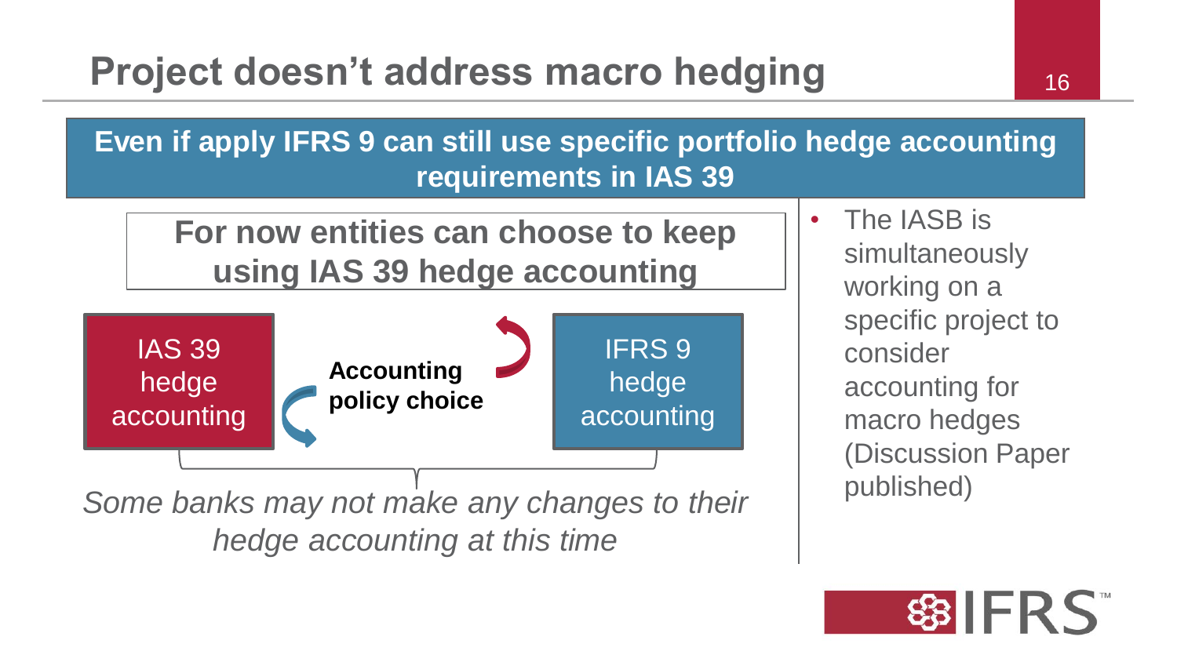# Project doesn't address macro hedging

**Even if apply IFRS 9 can still use specific portfolio hedge accounting requirements in IAS 39**

**For now entities can choose to keep using IAS 39 hedge accounting**

IAS 39 hedge accounting

**Accounting policy choice**

IFRS 9 hedge accounting

*Some banks may not make any changes to their hedge accounting at this time*

- The IASB is simultaneously working on a specific project to consider accounting for macro hedges (Discussion Paper published)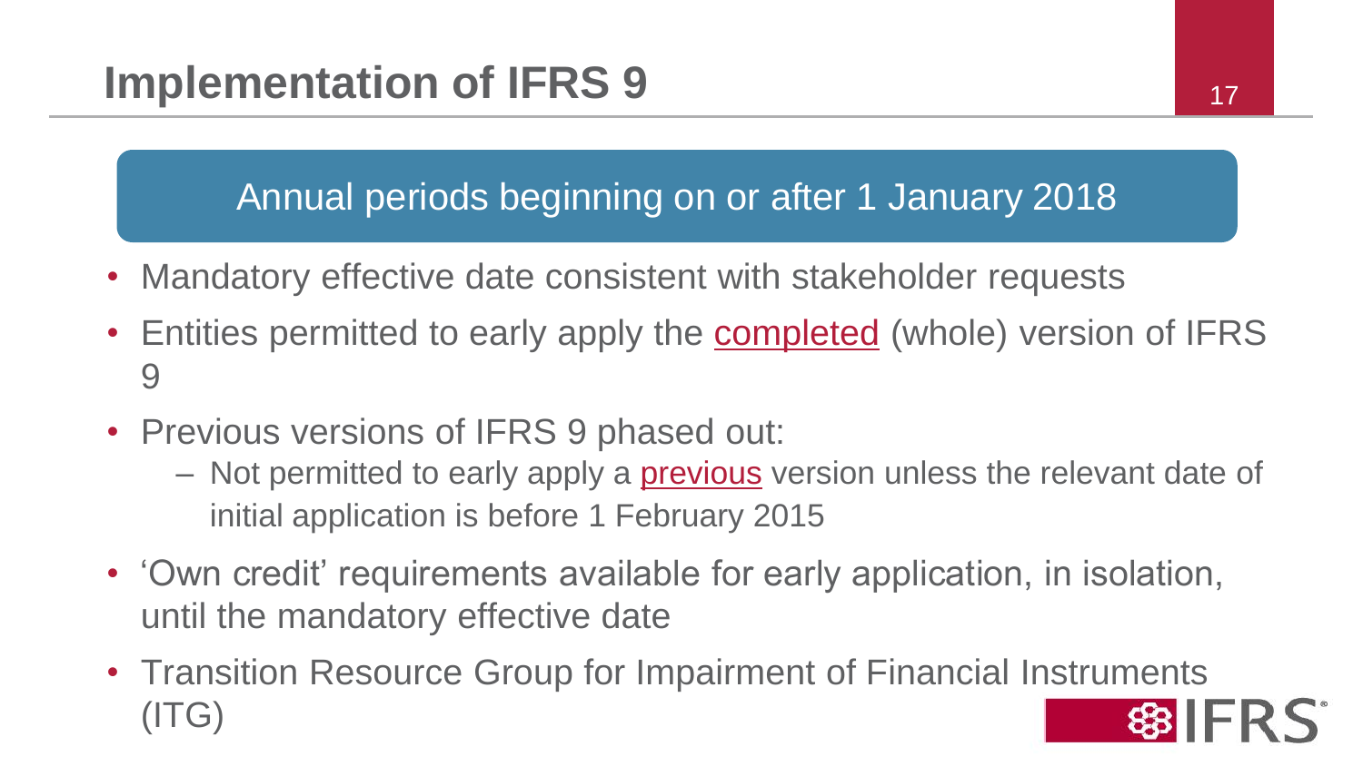# Implementation of IFRS 9

**Annual periods beginning on or after 1 January 2018**

- Mandatory effective date consistent with stakeholder requests
- Entities permitted to early apply the completed (whole) version of IFRS 9
- Previous versions of IFRS 9 phased out:
  - Not permitted to early apply a previous version unless the relevant date of initial application is before 1 February 2015
- 'Own credit' requirements available for early application, in isolation, until the mandatory effective date
- Transition Resource Group for Impairment of Financial Instruments (ITG)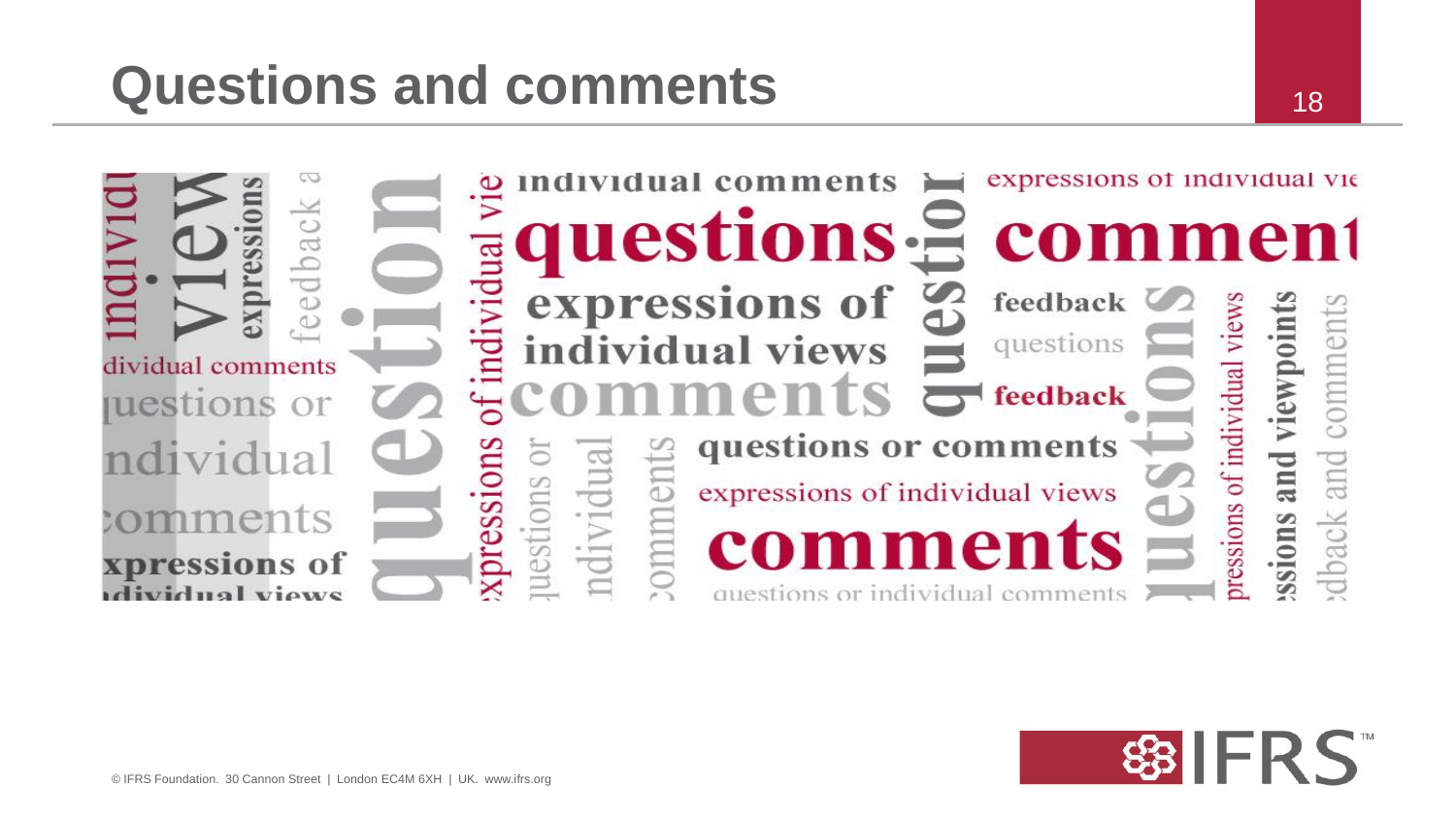# Questions and comments